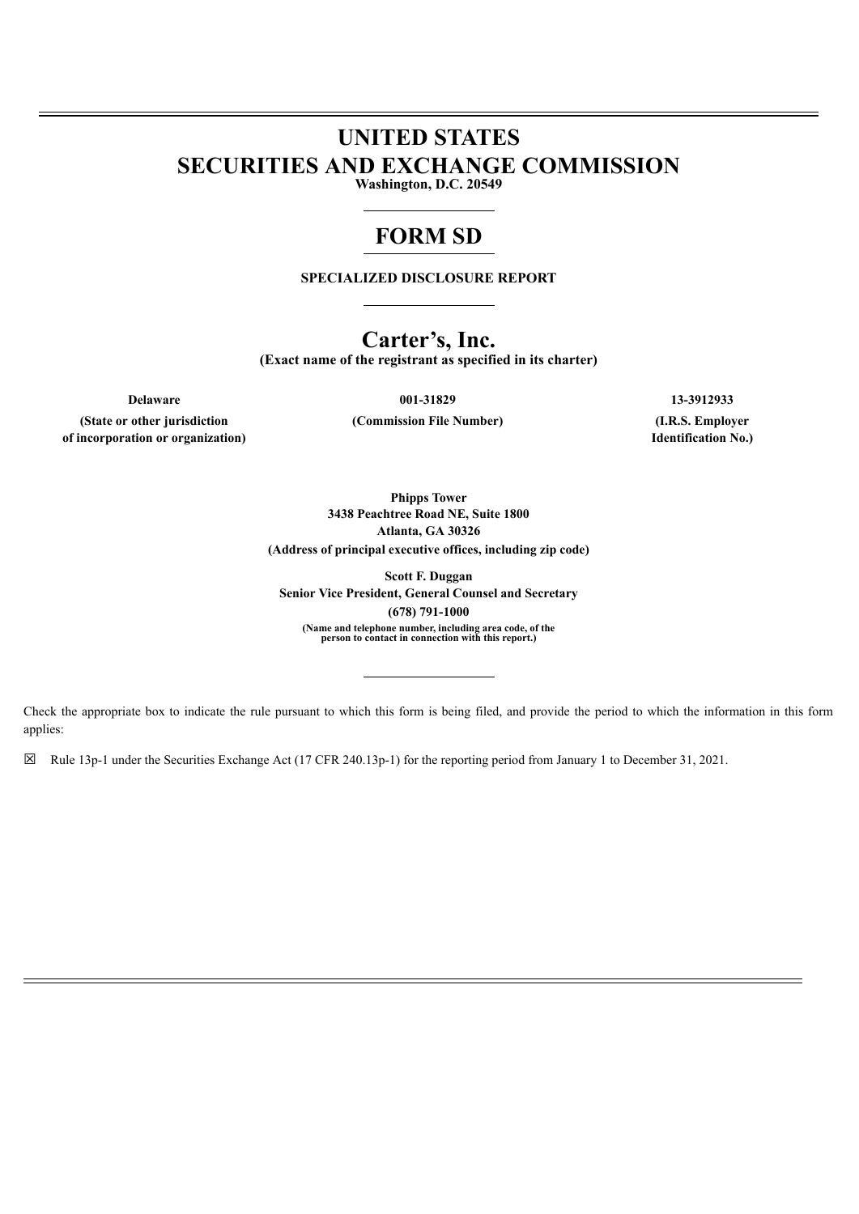# UNITED STATES
# SECURITIES AND EXCHANGE COMMISSION
**Washington, D.C. 20549**

---

# FORM SD

**SPECIALIZED DISCLOSURE REPORT**

---

# Carter's, Inc.
**(Exact name of the registrant as specified in its charter)**

| **Delaware** | **001-31829** | **13-3912933** |
|---|---|---|
| **(State or other jurisdiction of incorporation or organization)** | **(Commission File Number)** | **(I.R.S. Employer Identification No.)** |

**Phipps Tower**
**3438 Peachtree Road NE, Suite 1800**
**Atlanta, GA 30326**
**(Address of principal executive offices, including zip code)**

**Scott F. Duggan**
**Senior Vice President, General Counsel and Secretary**
**(678) 791-1000**
**(Name and telephone number, including area code, of the person to contact in connection with this report.)**

---

Check the appropriate box to indicate the rule pursuant to which this form is being filed, and provide the period to which the information in this form applies:

☒ Rule 13p-1 under the Securities Exchange Act (17 CFR 240.13p-1) for the reporting period from January 1 to December 31, 2021.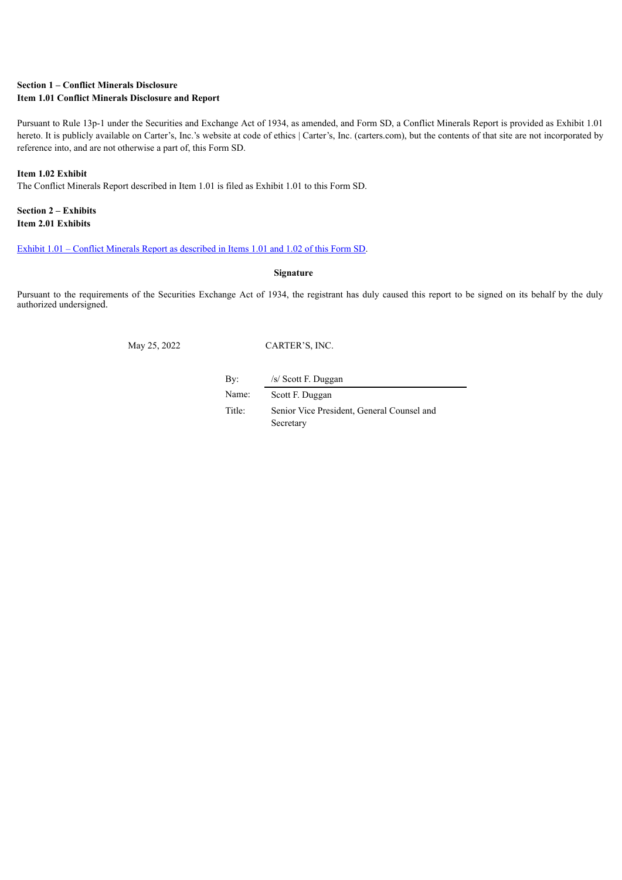**Section 1 – Conflict Minerals Disclosure**
**Item 1.01 Conflict Minerals Disclosure and Report**

Pursuant to Rule 13p-1 under the Securities and Exchange Act of 1934, as amended, and Form SD, a Conflict Minerals Report is provided as Exhibit 1.01 hereto. It is publicly available on Carter's, Inc.'s website at code of ethics | Carter's, Inc. (carters.com), but the contents of that site are not incorporated by reference into, and are not otherwise a part of, this Form SD.

**Item 1.02 Exhibit**

The Conflict Minerals Report described in Item 1.01 is filed as Exhibit 1.01 to this Form SD.

**Section 2 – Exhibits**
**Item 2.01 Exhibits**

Exhibit 1.01 – Conflict Minerals Report as described in Items 1.01 and 1.02 of this Form SD.

**Signature**

Pursuant to the requirements of the Securities Exchange Act of 1934, the registrant has duly caused this report to be signed on its behalf by the duly authorized undersigned.

May 25, 2022

CARTER'S, INC.

| | |
|---|---|
| By: | /s/ Scott F. Duggan |
| Name: | Scott F. Duggan |
| Title: | Senior Vice President, General Counsel and Secretary |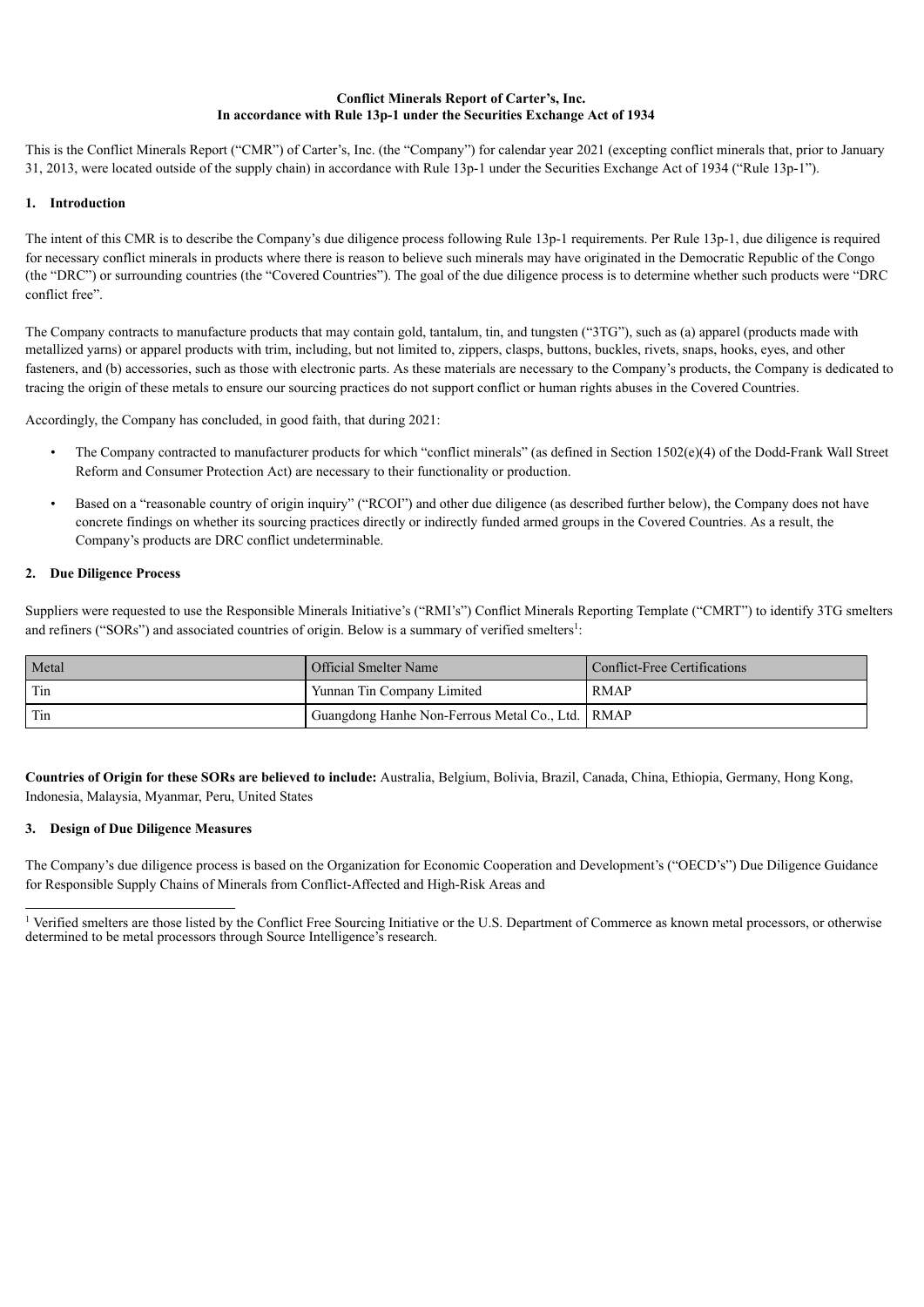**Conflict Minerals Report of Carter's, Inc.**
**In accordance with Rule 13p-1 under the Securities Exchange Act of 1934**

This is the Conflict Minerals Report ("CMR") of Carter's, Inc. (the "Company") for calendar year 2021 (excepting conflict minerals that, prior to January 31, 2013, were located outside of the supply chain) in accordance with Rule 13p-1 under the Securities Exchange Act of 1934 ("Rule 13p-1").

## 1. Introduction

The intent of this CMR is to describe the Company's due diligence process following Rule 13p-1 requirements. Per Rule 13p-1, due diligence is required for necessary conflict minerals in products where there is reason to believe such minerals may have originated in the Democratic Republic of the Congo (the "DRC") or surrounding countries (the "Covered Countries"). The goal of the due diligence process is to determine whether such products were "DRC conflict free".

The Company contracts to manufacture products that may contain gold, tantalum, tin, and tungsten ("3TG"), such as (a) apparel (products made with metallized yarns) or apparel products with trim, including, but not limited to, zippers, clasps, buttons, buckles, rivets, snaps, hooks, eyes, and other fasteners, and (b) accessories, such as those with electronic parts. As these materials are necessary to the Company's products, the Company is dedicated to tracing the origin of these metals to ensure our sourcing practices do not support conflict or human rights abuses in the Covered Countries.

Accordingly, the Company has concluded, in good faith, that during 2021:

- The Company contracted to manufacturer products for which "conflict minerals" (as defined in Section 1502(e)(4) of the Dodd-Frank Wall Street Reform and Consumer Protection Act) are necessary to their functionality or production.
- Based on a "reasonable country of origin inquiry" ("RCOI") and other due diligence (as described further below), the Company does not have concrete findings on whether its sourcing practices directly or indirectly funded armed groups in the Covered Countries. As a result, the Company's products are DRC conflict undeterminable.

## 2. Due Diligence Process

Suppliers were requested to use the Responsible Minerals Initiative's ("RMI's") Conflict Minerals Reporting Template ("CMRT") to identify 3TG smelters and refiners ("SORs") and associated countries of origin. Below is a summary of verified smelters[1]:

| Metal | Official Smelter Name | Conflict-Free Certifications |
|---|---|---|
| Tin | Yunnan Tin Company Limited | RMAP |
| Tin | Guangdong Hanhe Non-Ferrous Metal Co., Ltd. | RMAP |

**Countries of Origin for these SORs are believed to include:** Australia, Belgium, Bolivia, Brazil, Canada, China, Ethiopia, Germany, Hong Kong, Indonesia, Malaysia, Myanmar, Peru, United States

## 3. Design of Due Diligence Measures

The Company's due diligence process is based on the Organization for Economic Cooperation and Development's ("OECD's") Due Diligence Guidance for Responsible Supply Chains of Minerals from Conflict-Affected and High-Risk Areas and

[1] Verified smelters are those listed by the Conflict Free Sourcing Initiative or the U.S. Department of Commerce as known metal processors, or otherwise determined to be metal processors through Source Intelligence's research.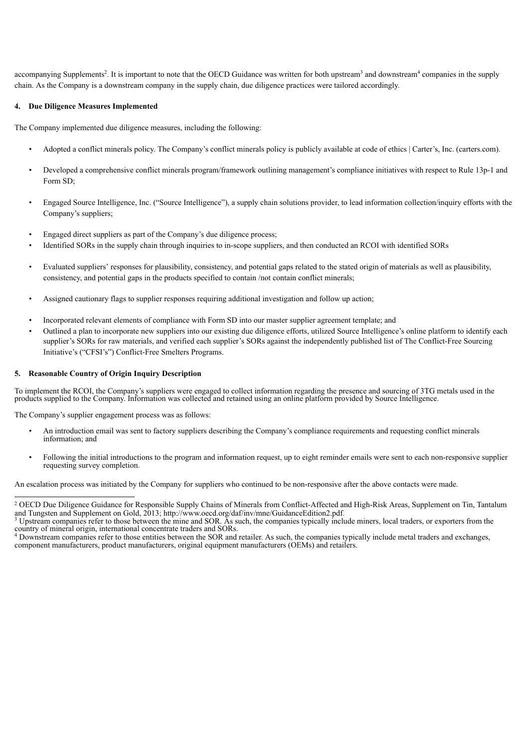accompanying Supplements[2]. It is important to note that the OECD Guidance was written for both upstream[3] and downstream[4] companies in the supply chain. As the Company is a downstream company in the supply chain, due diligence practices were tailored accordingly.

**4. Due Diligence Measures Implemented**

The Company implemented due diligence measures, including the following:

- Adopted a conflict minerals policy. The Company's conflict minerals policy is publicly available at code of ethics | Carter's, Inc. (carters.com).
- Developed a comprehensive conflict minerals program/framework outlining management's compliance initiatives with respect to Rule 13p-1 and Form SD;
- Engaged Source Intelligence, Inc. ("Source Intelligence"), a supply chain solutions provider, to lead information collection/inquiry efforts with the Company's suppliers;
- Engaged direct suppliers as part of the Company's due diligence process;
- Identified SORs in the supply chain through inquiries to in-scope suppliers, and then conducted an RCOI with identified SORs
- Evaluated suppliers' responses for plausibility, consistency, and potential gaps related to the stated origin of materials as well as plausibility, consistency, and potential gaps in the products specified to contain /not contain conflict minerals;
- Assigned cautionary flags to supplier responses requiring additional investigation and follow up action;
- Incorporated relevant elements of compliance with Form SD into our master supplier agreement template; and
- Outlined a plan to incorporate new suppliers into our existing due diligence efforts, utilized Source Intelligence's online platform to identify each supplier's SORs for raw materials, and verified each supplier's SORs against the independently published list of The Conflict-Free Sourcing Initiative's ("CFSI's") Conflict-Free Smelters Programs.

**5. Reasonable Country of Origin Inquiry Description**

To implement the RCOI, the Company's suppliers were engaged to collect information regarding the presence and sourcing of 3TG metals used in the products supplied to the Company. Information was collected and retained using an online platform provided by Source Intelligence.

The Company's supplier engagement process was as follows:

- An introduction email was sent to factory suppliers describing the Company's compliance requirements and requesting conflict minerals information; and
- Following the initial introductions to the program and information request, up to eight reminder emails were sent to each non-responsive supplier requesting survey completion.

An escalation process was initiated by the Company for suppliers who continued to be non-responsive after the above contacts were made.

---

[2] OECD Due Diligence Guidance for Responsible Supply Chains of Minerals from Conflict-Affected and High-Risk Areas, Supplement on Tin, Tantalum and Tungsten and Supplement on Gold, 2013; http://www.oecd.org/daf/inv/mne/GuidanceEdition2.pdf.

[3] Upstream companies refer to those between the mine and SOR. As such, the companies typically include miners, local traders, or exporters from the country of mineral origin, international concentrate traders and SORs.

[4] Downstream companies refer to those entities between the SOR and retailer. As such, the companies typically include metal traders and exchanges, component manufacturers, product manufacturers, original equipment manufacturers (OEMs) and retailers.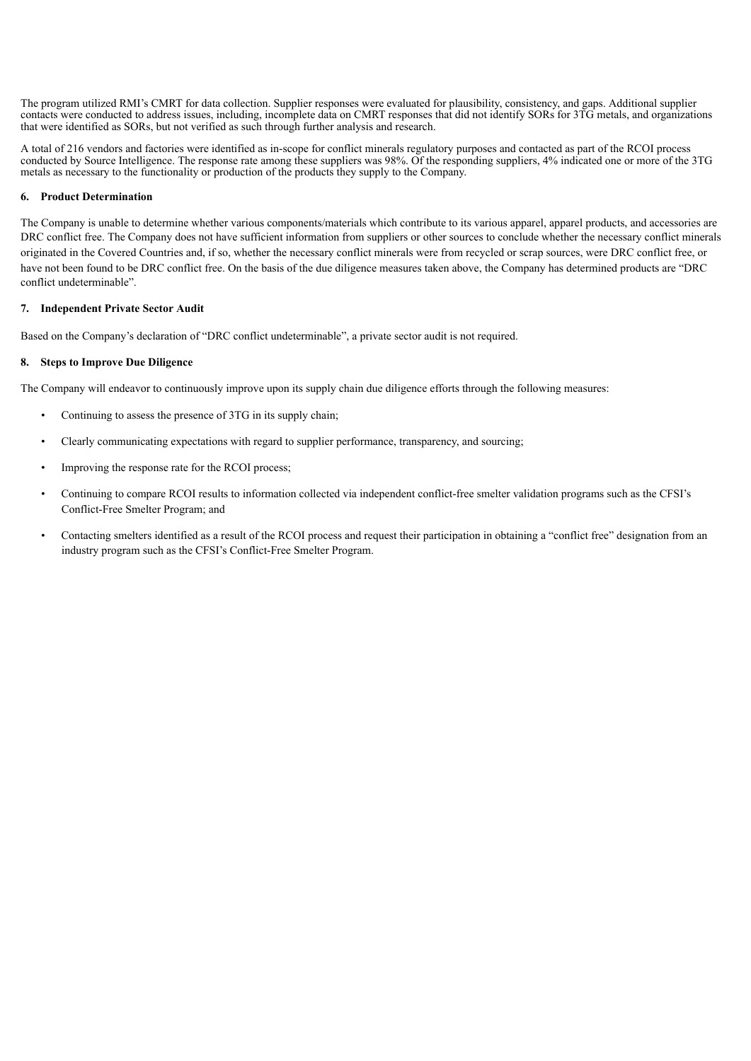The program utilized RMI's CMRT for data collection. Supplier responses were evaluated for plausibility, consistency, and gaps. Additional supplier contacts were conducted to address issues, including, incomplete data on CMRT responses that did not identify SORs for 3TG metals, and organizations that were identified as SORs, but not verified as such through further analysis and research.

A total of 216 vendors and factories were identified as in-scope for conflict minerals regulatory purposes and contacted as part of the RCOI process conducted by Source Intelligence. The response rate among these suppliers was 98%. Of the responding suppliers, 4% indicated one or more of the 3TG metals as necessary to the functionality or production of the products they supply to the Company.

## 6. Product Determination

The Company is unable to determine whether various components/materials which contribute to its various apparel, apparel products, and accessories are DRC conflict free. The Company does not have sufficient information from suppliers or other sources to conclude whether the necessary conflict minerals originated in the Covered Countries and, if so, whether the necessary conflict minerals were from recycled or scrap sources, were DRC conflict free, or have not been found to be DRC conflict free. On the basis of the due diligence measures taken above, the Company has determined products are "DRC conflict undeterminable".

## 7. Independent Private Sector Audit

Based on the Company's declaration of "DRC conflict undeterminable", a private sector audit is not required.

## 8. Steps to Improve Due Diligence

The Company will endeavor to continuously improve upon its supply chain due diligence efforts through the following measures:

- Continuing to assess the presence of 3TG in its supply chain;
- Clearly communicating expectations with regard to supplier performance, transparency, and sourcing;
- Improving the response rate for the RCOI process;
- Continuing to compare RCOI results to information collected via independent conflict-free smelter validation programs such as the CFSI's Conflict-Free Smelter Program; and
- Contacting smelters identified as a result of the RCOI process and request their participation in obtaining a "conflict free" designation from an industry program such as the CFSI's Conflict-Free Smelter Program.